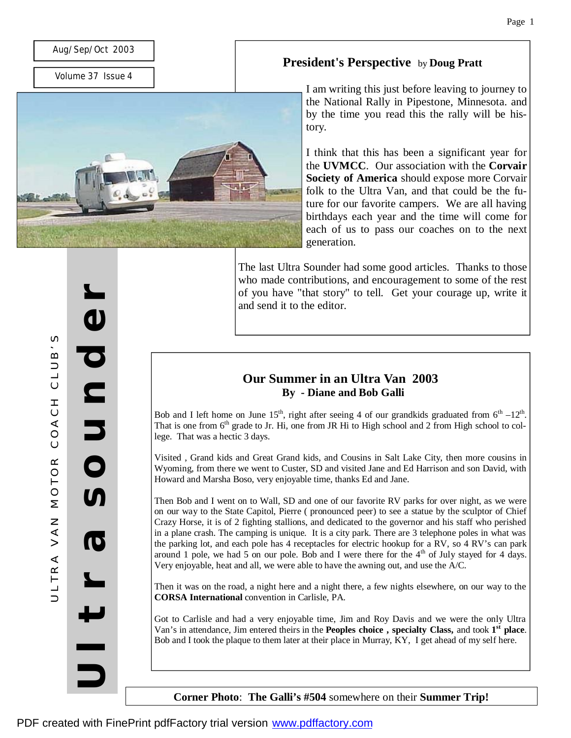Aug/Sep/Oct 2003

Volume 37 Issue 4

# Ultra Sounder

ULTRA VAN MOTOR COACH CLUB'S

## President's Perspective by Doug Pratt

I am writing this just before leaving to journey to the National Rally in Pipestone, Minnesota. and by the time you read this the rally will be history.

I think that this has been a significant year for the **UVMCC**. Our association with the **Corvair Society of America** should expose more Corvair folk to the Ultra Van, and that could be the future for our favorite campers. We are all having birthdays each year and the time will come for each of us to pass our coaches on to the next generation.

The last Ultra Sounder had some good articles. Thanks to those who made contributions, and encouragement to some of the rest of you have "that story" to tell. Get your courage up, write it and send it to the editor.

## Our Summer in an Ultra Van 2003

**By - Diane and Bob Galli**

Bob and I left home on June 15th, right after seeing 4 of our grandkids graduated from 6th –12th. That is one from 6th grade to Jr. Hi, one from JR Hi to High school and 2 from High school to college. That was a hectic 3 days.

Visited , Grand kids and Great Grand kids, and Cousins in Salt Lake City, then more cousins in Wyoming, from there we went to Custer, SD and visited Jane and Ed Harrison and son David, with Howard and Marsha Boso, very enjoyable time, thanks Ed and Jane.

Then Bob and I went on to Wall, SD and one of our favorite RV parks for over night, as we were on our way to the State Capitol, Pierre ( pronounced peer) to see a statue by the sculptor of Chief Crazy Horse, it is of 2 fighting stallions, and dedicated to the governor and his staff who perished in a plane crash. The camping is unique. It is a city park. There are 3 telephone poles in what was the parking lot, and each pole has 4 receptacles for electric hookup for a RV, so 4 RV's can park around 1 pole, we had 5 on our pole. Bob and I were there for the 4th of July stayed for 4 days. Very enjoyable, heat and all, we were able to have the awning out, and use the A/C.

Then it was on the road, a night here and a night there, a few nights elsewhere, on our way to the **CORSA International** convention in Carlisle, PA.

Got to Carlisle and had a very enjoyable time, Jim and Roy Davis and we were the only Ultra Van's in attendance, Jim entered theirs in the **Peoples choice , specialty Class,** and took **1st place**. Bob and I took the plaque to them later at their place in Murray, KY, I get ahead of my self here.

**Corner Photo**: **The Galli's #504** somewhere on their **Summer Trip!**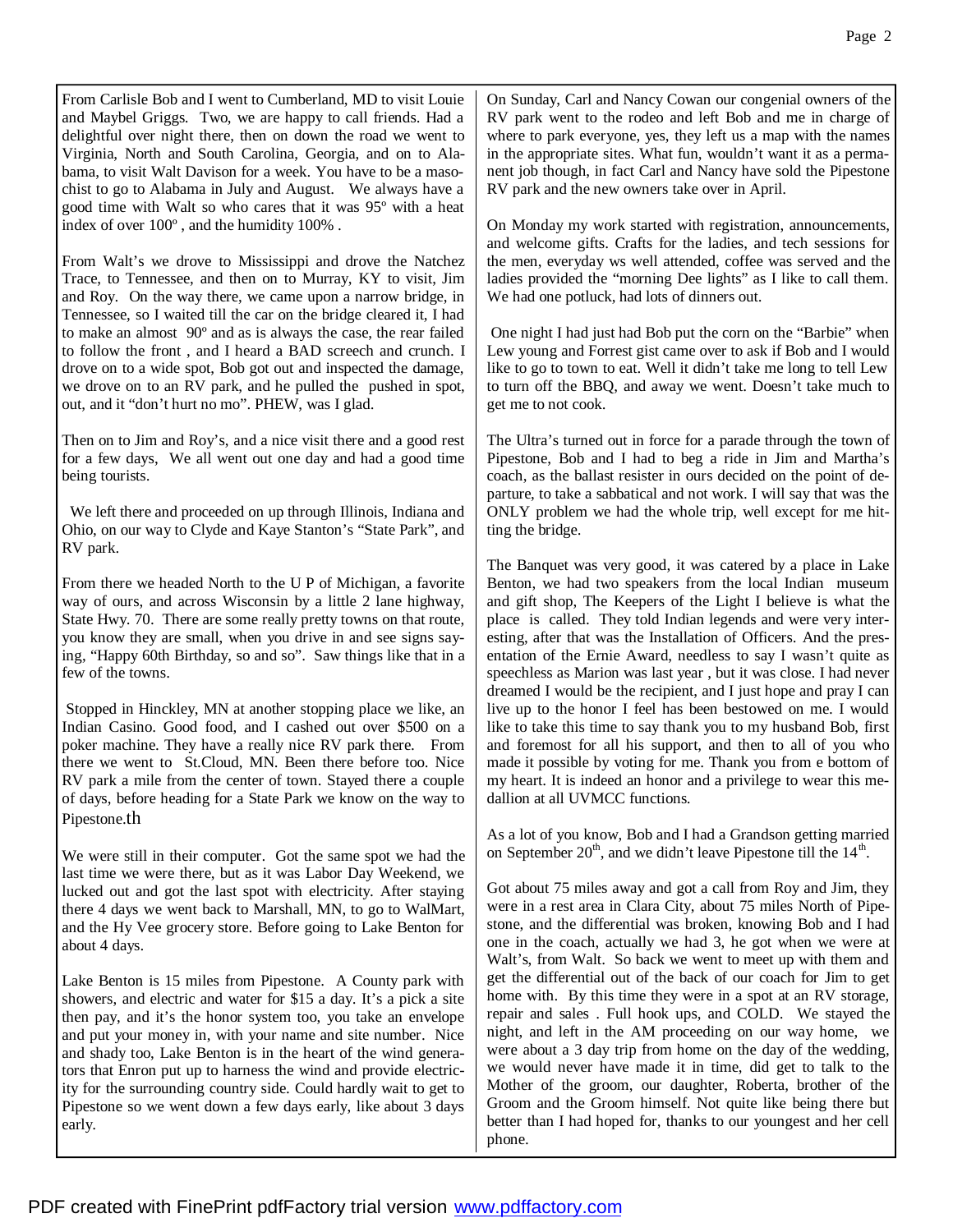From Carlisle Bob and I went to Cumberland, MD to visit Louie and Maybel Griggs. Two, we are happy to call friends. Had a delightful over night there, then on down the road we went to Virginia, North and South Carolina, Georgia, and on to Alabama, to visit Walt Davison for a week. You have to be a masochist to go to Alabama in July and August. We always have a good time with Walt so who cares that it was 95º with a heat index of over 100º , and the humidity 100% .

From Walt's we drove to Mississippi and drove the Natchez Trace, to Tennessee, and then on to Murray, KY to visit, Jim and Roy. On the way there, we came upon a narrow bridge, in Tennessee, so I waited till the car on the bridge cleared it, I had to make an almost 90º and as is always the case, the rear failed to follow the front , and I heard a BAD screech and crunch. I drove on to a wide spot, Bob got out and inspected the damage, we drove on to an RV park, and he pulled the pushed in spot, out, and it "don't hurt no mo". PHEW, was I glad.

Then on to Jim and Roy's, and a nice visit there and a good rest for a few days, We all went out one day and had a good time being tourists.

We left there and proceeded on up through Illinois, Indiana and Ohio, on our way to Clyde and Kaye Stanton's "State Park", and RV park.

From there we headed North to the U P of Michigan, a favorite way of ours, and across Wisconsin by a little 2 lane highway, State Hwy. 70. There are some really pretty towns on that route, you know they are small, when you drive in and see signs saying, "Happy 60th Birthday, so and so". Saw things like that in a few of the towns.

Stopped in Hinckley, MN at another stopping place we like, an Indian Casino. Good food, and I cashed out over $500 on a poker machine. They have a really nice RV park there. From there we went to St.Cloud, MN. Been there before too. Nice RV park a mile from the center of town. Stayed there a couple of days, before heading for a State Park we know on the way to Pipestone.th

We were still in their computer. Got the same spot we had the last time we were there, but as it was Labor Day Weekend, we lucked out and got the last spot with electricity. After staying there 4 days we went back to Marshall, MN, to go to WalMart, and the Hy Vee grocery store. Before going to Lake Benton for about 4 days.

Lake Benton is 15 miles from Pipestone. A County park with showers, and electric and water for $15 a day. It's a pick a site then pay, and it's the honor system too, you take an envelope and put your money in, with your name and site number. Nice and shady too, Lake Benton is in the heart of the wind generators that Enron put up to harness the wind and provide electricity for the surrounding country side. Could hardly wait to get to Pipestone so we went down a few days early, like about 3 days early.

On Sunday, Carl and Nancy Cowan our congenial owners of the RV park went to the rodeo and left Bob and me in charge of where to park everyone, yes, they left us a map with the names in the appropriate sites. What fun, wouldn't want it as a permanent job though, in fact Carl and Nancy have sold the Pipestone RV park and the new owners take over in April.

On Monday my work started with registration, announcements, and welcome gifts. Crafts for the ladies, and tech sessions for the men, everyday ws well attended, coffee was served and the ladies provided the "morning Dee lights" as I like to call them. We had one potluck, had lots of dinners out.

One night I had just had Bob put the corn on the "Barbie" when Lew young and Forrest gist came over to ask if Bob and I would like to go to town to eat. Well it didn't take me long to tell Lew to turn off the BBQ, and away we went. Doesn't take much to get me to not cook.

The Ultra's turned out in force for a parade through the town of Pipestone, Bob and I had to beg a ride in Jim and Martha's coach, as the ballast resister in ours decided on the point of departure, to take a sabbatical and not work. I will say that was the ONLY problem we had the whole trip, well except for me hitting the bridge.

The Banquet was very good, it was catered by a place in Lake Benton, we had two speakers from the local Indian museum and gift shop, The Keepers of the Light I believe is what the place is called. They told Indian legends and were very interesting, after that was the Installation of Officers. And the presentation of the Ernie Award, needless to say I wasn't quite as speechless as Marion was last year , but it was close. I had never dreamed I would be the recipient, and I just hope and pray I can live up to the honor I feel has been bestowed on me. I would like to take this time to say thank you to my husband Bob, first and foremost for all his support, and then to all of you who made it possible by voting for me. Thank you from e bottom of my heart. It is indeed an honor and a privilege to wear this medallion at all UVMCC functions.

As a lot of you know, Bob and I had a Grandson getting married on September 20th, and we didn't leave Pipestone till the 14th.

Got about 75 miles away and got a call from Roy and Jim, they were in a rest area in Clara City, about 75 miles North of Pipestone, and the differential was broken, knowing Bob and I had one in the coach, actually we had 3, he got when we were at Walt's, from Walt. So back we went to meet up with them and get the differential out of the back of our coach for Jim to get home with. By this time they were in a spot at an RV storage, repair and sales . Full hook ups, and COLD. We stayed the night, and left in the AM proceeding on our way home, we were about a 3 day trip from home on the day of the wedding, we would never have made it in time, did get to talk to the Mother of the groom, our daughter, Roberta, brother of the Groom and the Groom himself. Not quite like being there but better than I had hoped for, thanks to our youngest and her cell phone.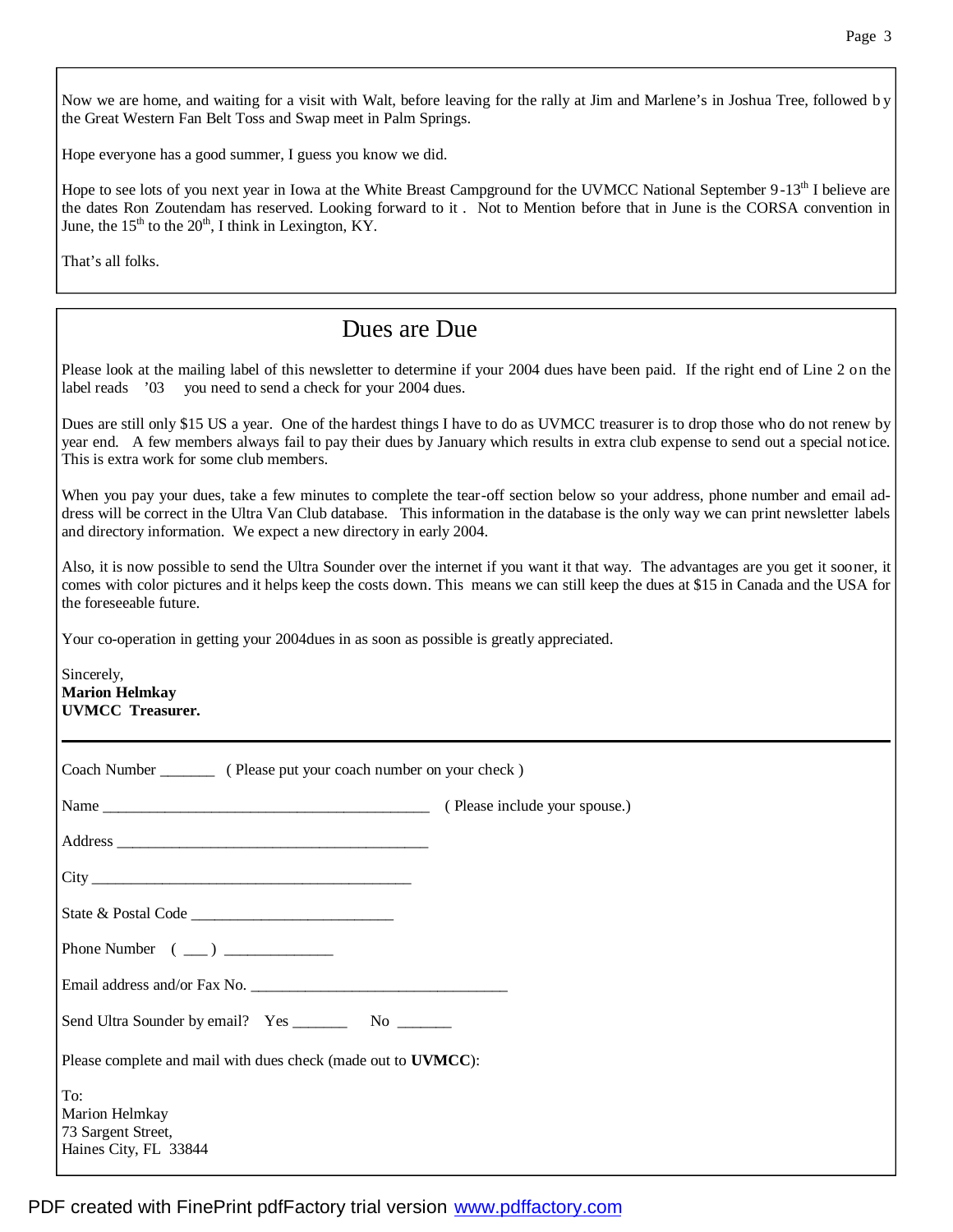Now we are home, and waiting for a visit with Walt, before leaving for the rally at Jim and Marlene's in Joshua Tree, followed by the Great Western Fan Belt Toss and Swap meet in Palm Springs.

Hope everyone has a good summer, I guess you know we did.

Hope to see lots of you next year in Iowa at the White Breast Campground for the UVMCC National September 9-13th I believe are the dates Ron Zoutendam has reserved. Looking forward to it . Not to Mention before that in June is the CORSA convention in June, the 15th to the 20th, I think in Lexington, KY.

That's all folks.

## Dues are Due

Please look at the mailing label of this newsletter to determine if your 2004 dues have been paid. If the right end of Line 2 on the label reads '03 you need to send a check for your 2004 dues.

Dues are still only $15 US a year. One of the hardest things I have to do as UVMCC treasurer is to drop those who do not renew by year end. A few members always fail to pay their dues by January which results in extra club expense to send out a special notice. This is extra work for some club members.

When you pay your dues, take a few minutes to complete the tear-off section below so your address, phone number and email address will be correct in the Ultra Van Club database. This information in the database is the only way we can print newsletter labels and directory information. We expect a new directory in early 2004.

Also, it is now possible to send the Ultra Sounder over the internet if you want it that way. The advantages are you get it sooner, it comes with color pictures and it helps keep the costs down. This means we can still keep the dues at $15 in Canada and the USA for the foreseeable future.

Your co-operation in getting your 2004dues in as soon as possible is greatly appreciated.

Sincerely,
**Marion Helmkay**
**UVMCC Treasurer.**

---

Coach Number _______ ( Please put your coach number on your check )

Name __________________________________________ ( Please include your spouse.)

Address ________________________________________

City __________________________________________

State & Postal Code __________________________

Phone Number ( ___ ) ______________

Email address and/or Fax No. _________________________________

Send Ultra Sounder by email? Yes _______ No _______

Please complete and mail with dues check (made out to **UVMCC**):

To:
Marion Helmkay
73 Sargent Street,
Haines City, FL 33844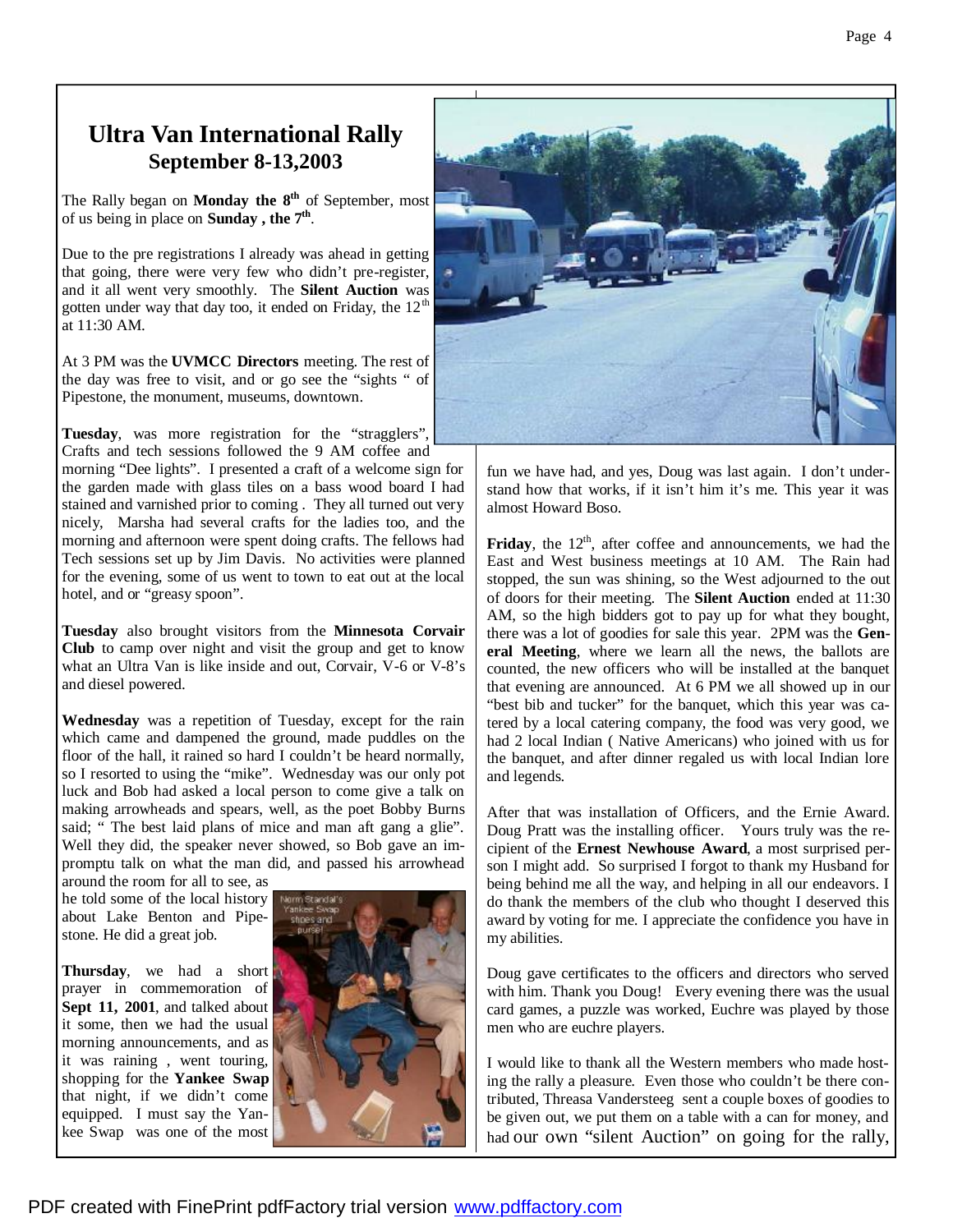# Ultra Van International Rally
## September 8-13,2003

The Rally began on **Monday the 8th** of September, most of us being in place on **Sunday , the 7th**.

Due to the pre registrations I already was ahead in getting that going, there were very few who didn't pre-register, and it all went very smoothly. The **Silent Auction** was gotten under way that day too, it ended on Friday, the 12th at 11:30 AM.

At 3 PM was the **UVMCC Directors** meeting. The rest of the day was free to visit, and or go see the "sights " of Pipestone, the monument, museums, downtown.

**Tuesday**, was more registration for the "stragglers", Crafts and tech sessions followed the 9 AM coffee and morning "Dee lights". I presented a craft of a welcome sign for the garden made with glass tiles on a bass wood board I had stained and varnished prior to coming . They all turned out very nicely, Marsha had several crafts for the ladies too, and the morning and afternoon were spent doing crafts. The fellows had Tech sessions set up by Jim Davis. No activities were planned for the evening, some of us went to town to eat out at the local hotel, and or "greasy spoon".

**Tuesday** also brought visitors from the **Minnesota Corvair Club** to camp over night and visit the group and get to know what an Ultra Van is like inside and out, Corvair, V-6 or V-8's and diesel powered.

**Wednesday** was a repetition of Tuesday, except for the rain which came and dampened the ground, made puddles on the floor of the hall, it rained so hard I couldn't be heard normally, so I resorted to using the "mike". Wednesday was our only pot luck and Bob had asked a local person to come give a talk on making arrowheads and spears, well, as the poet Bobby Burns said; " The best laid plans of mice and man aft gang a glie". Well they did, the speaker never showed, so Bob gave an impromptu talk on what the man did, and passed his arrowhead around the room for all to see, as he told some of the local history about Lake Benton and Pipestone. He did a great job.

Norm Standal's Yankee Swap shoes and purse!

**Thursday**, we had a short prayer in commemoration of **Sept 11, 2001**, and talked about it some, then we had the usual morning announcements, and as it was raining , went touring, shopping for the **Yankee Swap** that night, if we didn't come equipped. I must say the Yankee Swap was one of the most fun we have had, and yes, Doug was last again. I don't understand how that works, if it isn't him it's me. This year it was almost Howard Boso.

**Friday**, the 12th, after coffee and announcements, we had the East and West business meetings at 10 AM. The Rain had stopped, the sun was shining, so the West adjourned to the out of doors for their meeting. The **Silent Auction** ended at 11:30 AM, so the high bidders got to pay up for what they bought, there was a lot of goodies for sale this year. 2PM was the **General Meeting**, where we learn all the news, the ballots are counted, the new officers who will be installed at the banquet that evening are announced. At 6 PM we all showed up in our "best bib and tucker" for the banquet, which this year was catered by a local catering company, the food was very good, we had 2 local Indian ( Native Americans) who joined with us for the banquet, and after dinner regaled us with local Indian lore and legends.

After that was installation of Officers, and the Ernie Award. Doug Pratt was the installing officer. Yours truly was the recipient of the **Ernest Newhouse Award**, a most surprised person I might add. So surprised I forgot to thank my Husband for being behind me all the way, and helping in all our endeavors. I do thank the members of the club who thought I deserved this award by voting for me. I appreciate the confidence you have in my abilities.

Doug gave certificates to the officers and directors who served with him. Thank you Doug! Every evening there was the usual card games, a puzzle was worked, Euchre was played by those men who are euchre players.

I would like to thank all the Western members who made hosting the rally a pleasure. Even those who couldn't be there contributed, Threasa Vandersteeg sent a couple boxes of goodies to be given out, we put them on a table with a can for money, and had our own "silent Auction" on going for the rally,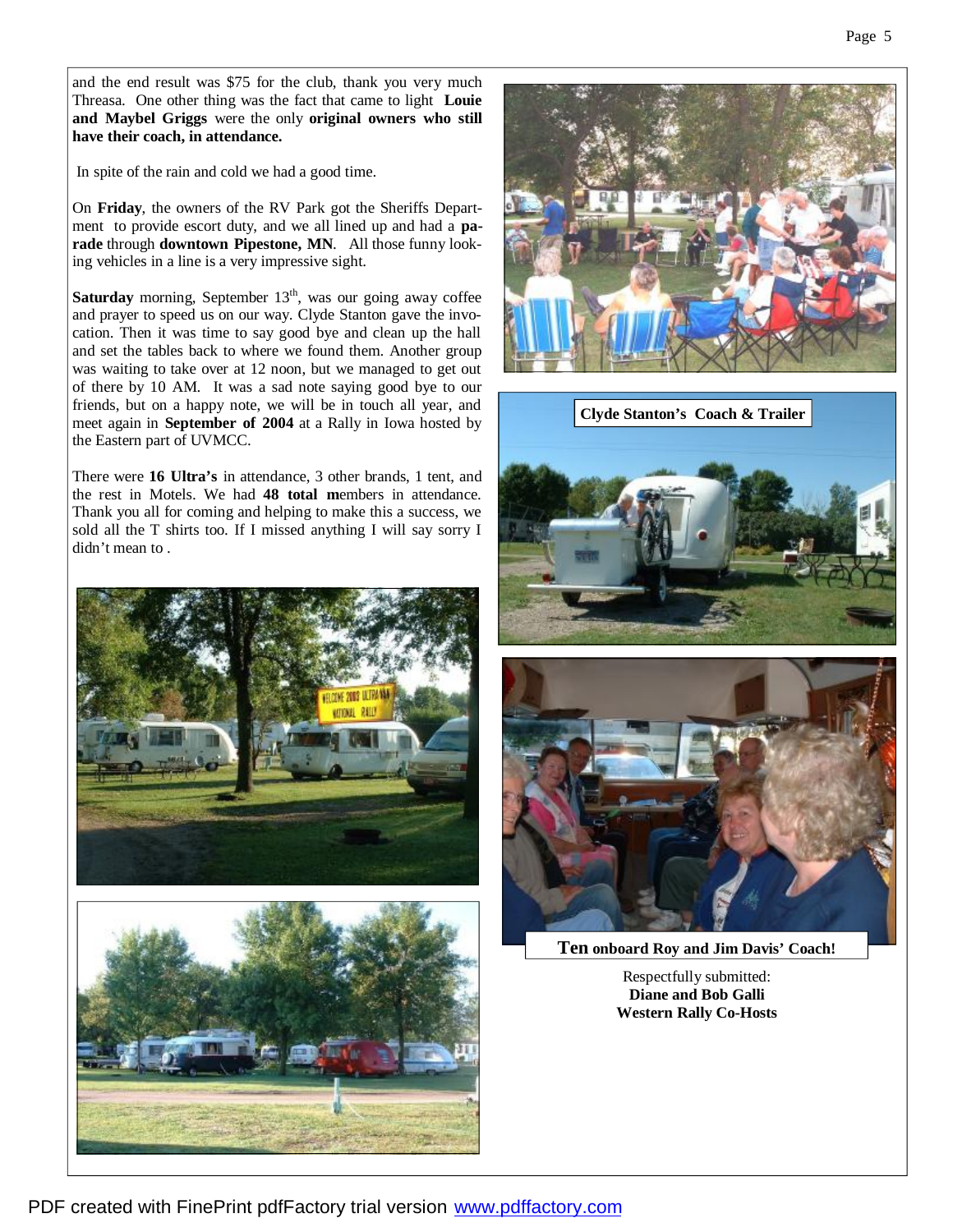and the end result was $75 for the club, thank you very much Threasa. One other thing was the fact that came to light **Louie and Maybel Griggs** were the only **original owners who still have their coach, in attendance.**

In spite of the rain and cold we had a good time.

On **Friday**, the owners of the RV Park got the Sheriffs Department to provide escort duty, and we all lined up and had a **parade** through **downtown Pipestone, MN**. All those funny looking vehicles in a line is a very impressive sight.

**Saturday** morning, September 13th, was our going away coffee and prayer to speed us on our way. Clyde Stanton gave the invocation. Then it was time to say good bye and clean up the hall and set the tables back to where we found them. Another group was waiting to take over at 12 noon, but we managed to get out of there by 10 AM. It was a sad note saying good bye to our friends, but on a happy note, we will be in touch all year, and meet again in **September of 2004** at a Rally in Iowa hosted by the Eastern part of UVMCC.

There were **16 Ultra's** in attendance, 3 other brands, 1 tent, and the rest in Motels. We had **48 total m**embers in attendance. Thank you all for coming and helping to make this a success, we sold all the T shirts too. If I missed anything I will say sorry I didn't mean to .

**Clyde Stanton's Coach & Trailer**

**Ten onboard Roy and Jim Davis' Coach!**

Respectfully submitted:
**Diane and Bob Galli**
**Western Rally Co-Hosts**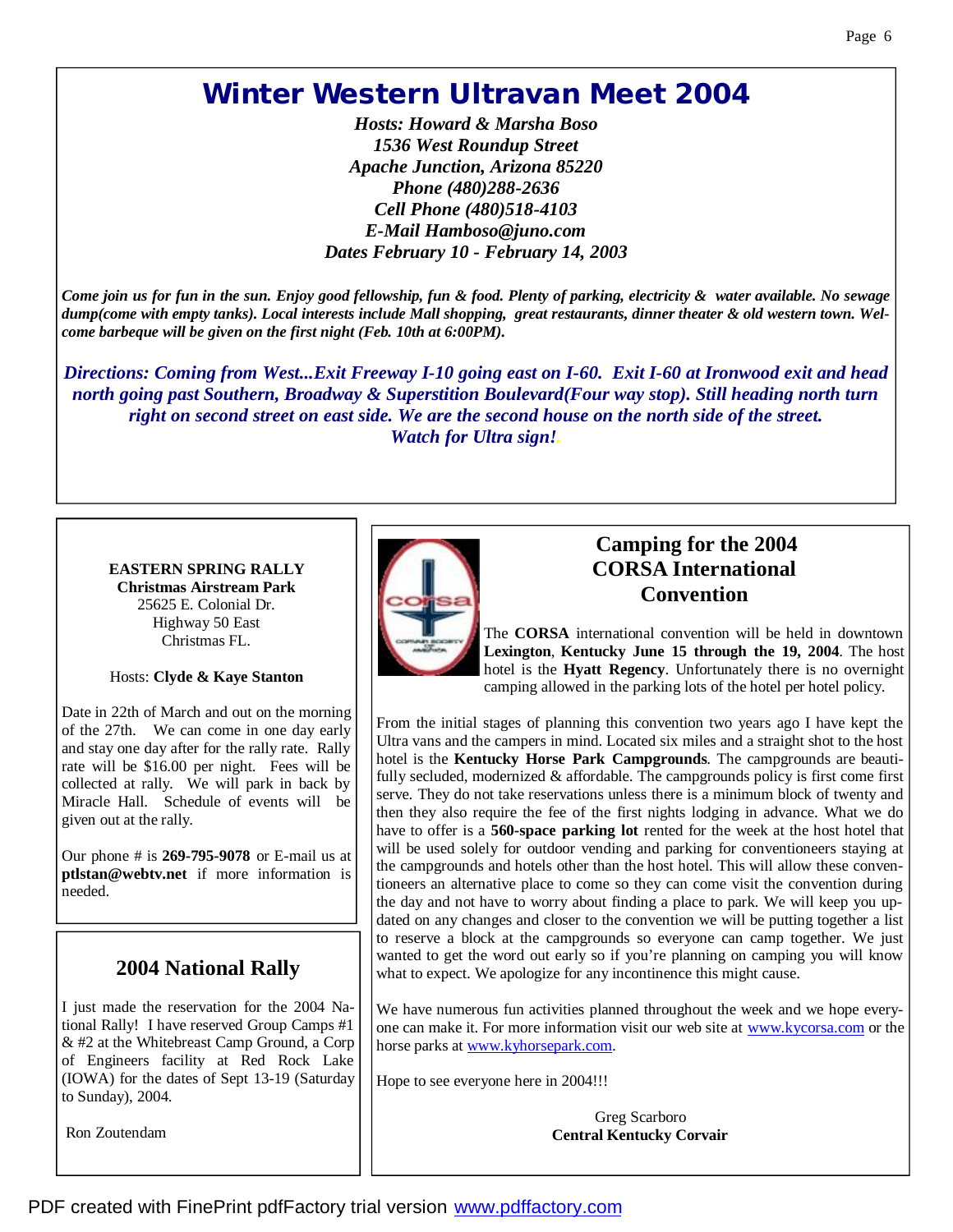# Winter Western Ultravan Meet 2004

***Hosts: Howard & Marsha Boso***
***1536 West Roundup Street***
***Apache Junction, Arizona 85220***
***Phone (480)288-2636***
***Cell Phone (480)518-4103***
***E-Mail Hamboso@juno.com***
***Dates February 10 - February 14, 2003***

***Come join us for fun in the sun. Enjoy good fellowship, fun & food. Plenty of parking, electricity & water available. No sewage dump(come with empty tanks). Local interests include Mall shopping, great restaurants, dinner theater & old western town. Welcome barbeque will be given on the first night (Feb. 10th at 6:00PM).***

***Directions: Coming from West...Exit Freeway I-10 going east on I-60. Exit I-60 at Ironwood exit and head north going past Southern, Broadway & Superstition Boulevard(Four way stop). Still heading north turn right on second street on east side. We are the second house on the north side of the street. Watch for Ultra sign!***

**EASTERN SPRING RALLY**
**Christmas Airstream Park**
25625 E. Colonial Dr.
Highway 50 East
Christmas FL.

Hosts: **Clyde & Kaye Stanton**

Date in 22th of March and out on the morning of the 27th. We can come in one day early and stay one day after for the rally rate. Rally rate will be $16.00 per night. Fees will be collected at rally. We will park in back by Miracle Hall. Schedule of events will be given out at the rally.

Our phone # is **269-795-9078** or E-mail us at **ptlstan@webtv.net** if more information is needed.

## 2004 National Rally

I just made the reservation for the 2004 National Rally! I have reserved Group Camps #1 & #2 at the Whitebreast Camp Ground, a Corp of Engineers facility at Red Rock Lake (IOWA) for the dates of Sept 13-19 (Saturday to Sunday), 2004.

Ron Zoutendam

## Camping for the 2004 CORSA International Convention

The **CORSA** international convention will be held in downtown **Lexington**, **Kentucky June 15 through the 19, 2004**. The host hotel is the **Hyatt Regency**. Unfortunately there is no overnight camping allowed in the parking lots of the hotel per hotel policy.

From the initial stages of planning this convention two years ago I have kept the Ultra vans and the campers in mind. Located six miles and a straight shot to the host hotel is the **Kentucky Horse Park Campgrounds**. The campgrounds are beautifully secluded, modernized & affordable. The campgrounds policy is first come first serve. They do not take reservations unless there is a minimum block of twenty and then they also require the fee of the first nights lodging in advance. What we do have to offer is a **560-space parking lot** rented for the week at the host hotel that will be used solely for outdoor vending and parking for conventioneers staying at the campgrounds and hotels other than the host hotel. This will allow these conventioneers an alternative place to come so they can come visit the convention during the day and not have to worry about finding a place to park. We will keep you updated on any changes and closer to the convention we will be putting together a list to reserve a block at the campgrounds so everyone can camp together. We just wanted to get the word out early so if you're planning on camping you will know what to expect. We apologize for any incontinence this might cause.

We have numerous fun activities planned throughout the week and we hope everyone can make it. For more information visit our web site at www.kycorsa.com or the horse parks at www.kyhorsepark.com.

Hope to see everyone here in 2004!!!

Greg Scarboro
**Central Kentucky Corvair**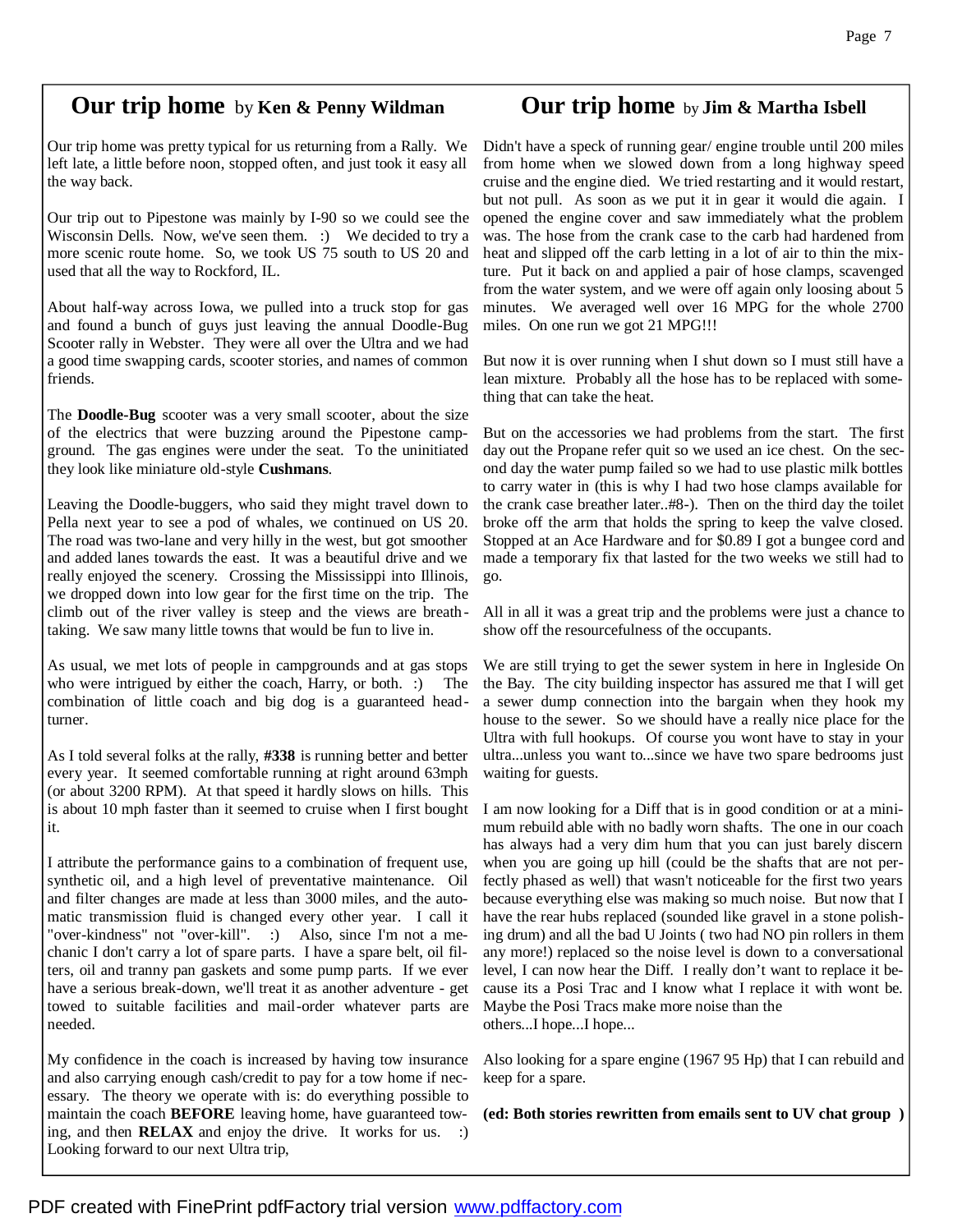## Our trip home by **Ken & Penny Wildman**

Our trip home was pretty typical for us returning from a Rally. We left late, a little before noon, stopped often, and just took it easy all the way back.

Our trip out to Pipestone was mainly by I-90 so we could see the Wisconsin Dells. Now, we've seen them. :) We decided to try a more scenic route home. So, we took US 75 south to US 20 and used that all the way to Rockford, IL.

About half-way across Iowa, we pulled into a truck stop for gas and found a bunch of guys just leaving the annual Doodle-Bug Scooter rally in Webster. They were all over the Ultra and we had a good time swapping cards, scooter stories, and names of common friends.

The **Doodle-Bug** scooter was a very small scooter, about the size of the electrics that were buzzing around the Pipestone campground. The gas engines were under the seat. To the uninitiated they look like miniature old-style **Cushmans**.

Leaving the Doodle-buggers, who said they might travel down to Pella next year to see a pod of whales, we continued on US 20. The road was two-lane and very hilly in the west, but got smoother and added lanes towards the east. It was a beautiful drive and we really enjoyed the scenery. Crossing the Mississippi into Illinois, we dropped down into low gear for the first time on the trip. The climb out of the river valley is steep and the views are breath-taking. We saw many little towns that would be fun to live in.

As usual, we met lots of people in campgrounds and at gas stops who were intrigued by either the coach, Harry, or both. :) The combination of little coach and big dog is a guaranteed head-turner.

As I told several folks at the rally, **#338** is running better and better every year. It seemed comfortable running at right around 63mph (or about 3200 RPM). At that speed it hardly slows on hills. This is about 10 mph faster than it seemed to cruise when I first bought it.

I attribute the performance gains to a combination of frequent use, synthetic oil, and a high level of preventative maintenance. Oil and filter changes are made at less than 3000 miles, and the automatic transmission fluid is changed every other year. I call it "over-kindness" not "over-kill". :) Also, since I'm not a mechanic I don't carry a lot of spare parts. I have a spare belt, oil filters, oil and tranny pan gaskets and some pump parts. If we ever have a serious break-down, we'll treat it as another adventure - get towed to suitable facilities and mail-order whatever parts are needed.

My confidence in the coach is increased by having tow insurance and also carrying enough cash/credit to pay for a tow home if necessary. The theory we operate with is: do everything possible to maintain the coach **BEFORE** leaving home, have guaranteed towing, and then **RELAX** and enjoy the drive. It works for us. :) Looking forward to our next Ultra trip,

## Our trip home by **Jim & Martha Isbell**

Didn't have a speck of running gear/ engine trouble until 200 miles from home when we slowed down from a long highway speed cruise and the engine died. We tried restarting and it would restart, but not pull. As soon as we put it in gear it would die again. I opened the engine cover and saw immediately what the problem was. The hose from the crank case to the carb had hardened from heat and slipped off the carb letting in a lot of air to thin the mixture. Put it back on and applied a pair of hose clamps, scavenged from the water system, and we were off again only loosing about 5 minutes. We averaged well over 16 MPG for the whole 2700 miles. On one run we got 21 MPG!!!

But now it is over running when I shut down so I must still have a lean mixture. Probably all the hose has to be replaced with something that can take the heat.

But on the accessories we had problems from the start. The first day out the Propane refer quit so we used an ice chest. On the second day the water pump failed so we had to use plastic milk bottles to carry water in (this is why I had two hose clamps available for the crank case breather later..#8-). Then on the third day the toilet broke off the arm that holds the spring to keep the valve closed. Stopped at an Ace Hardware and for $0.89 I got a bungee cord and made a temporary fix that lasted for the two weeks we still had to go.

All in all it was a great trip and the problems were just a chance to show off the resourcefulness of the occupants.

We are still trying to get the sewer system in here in Ingleside On the Bay. The city building inspector has assured me that I will get a sewer dump connection into the bargain when they hook my house to the sewer. So we should have a really nice place for the Ultra with full hookups. Of course you wont have to stay in your ultra...unless you want to...since we have two spare bedrooms just waiting for guests.

I am now looking for a Diff that is in good condition or at a minimum rebuild able with no badly worn shafts. The one in our coach has always had a very dim hum that you can just barely discern when you are going up hill (could be the shafts that are not perfectly phased as well) that wasn't noticeable for the first two years because everything else was making so much noise. But now that I have the rear hubs replaced (sounded like gravel in a stone polishing drum) and all the bad U Joints ( two had NO pin rollers in them any more!) replaced so the noise level is down to a conversational level, I can now hear the Diff. I really don't want to replace it because its a Posi Trac and I know what I replace it with wont be. Maybe the Posi Tracs make more noise than the others...I hope...I hope...

Also looking for a spare engine (1967 95 Hp) that I can rebuild and keep for a spare.

**(ed: Both stories rewritten from emails sent to UV chat group )**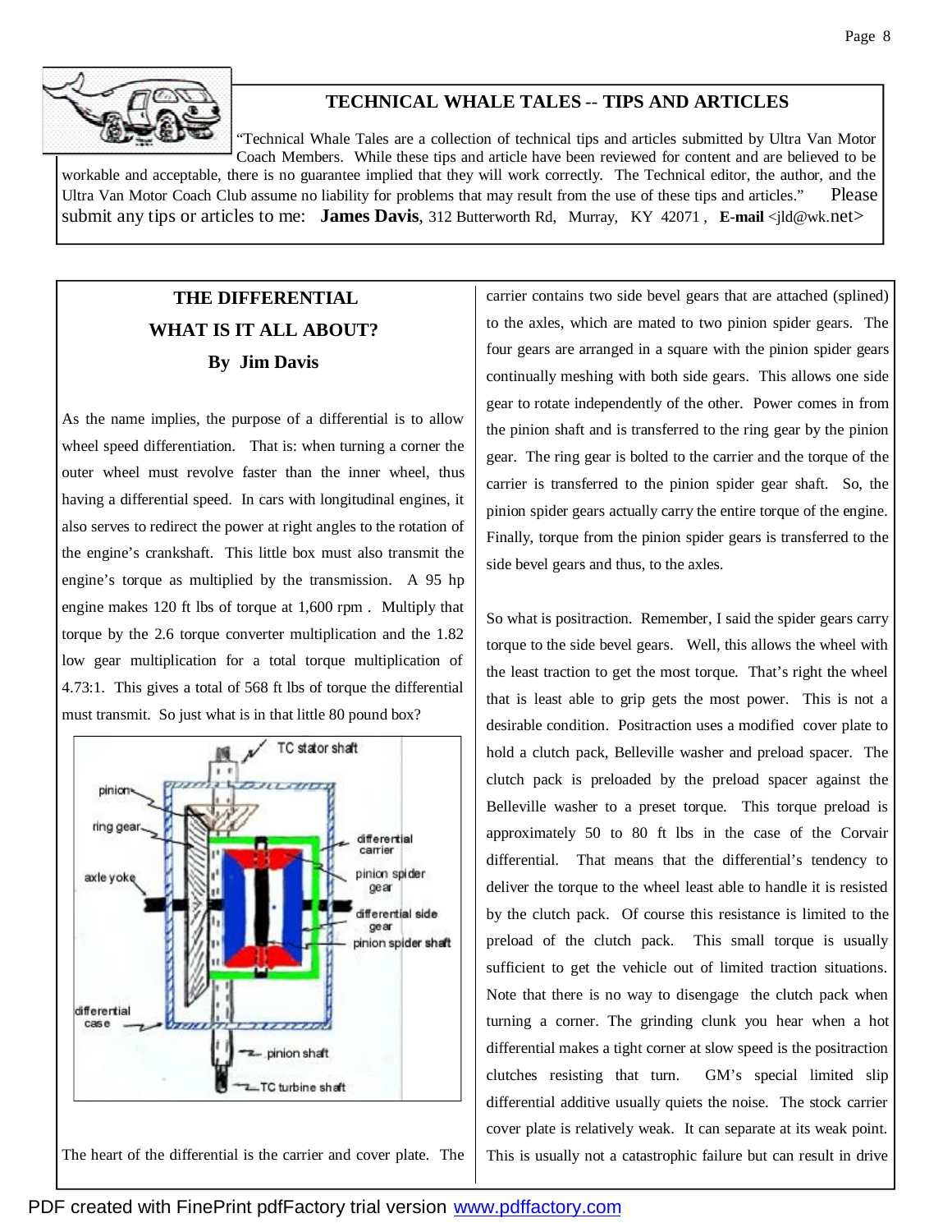## TECHNICAL WHALE TALES -- TIPS AND ARTICLES

"Technical Whale Tales are a collection of technical tips and articles submitted by Ultra Van Motor Coach Members. While these tips and article have been reviewed for content and are believed to be workable and acceptable, there is no guarantee implied that they will work correctly. The Technical editor, the author, and the Ultra Van Motor Coach Club assume no liability for problems that may result from the use of these tips and articles." Please submit any tips or articles to me: **James Davis**, 312 Butterworth Rd, Murray, KY 42071 , **E-mail** <jld@wk.net>

### THE DIFFERENTIAL
### WHAT IS IT ALL ABOUT?
### By Jim Davis

As the name implies, the purpose of a differential is to allow wheel speed differentiation. That is: when turning a corner the outer wheel must revolve faster than the inner wheel, thus having a differential speed. In cars with longitudinal engines, it also serves to redirect the power at right angles to the rotation of the engine's crankshaft. This little box must also transmit the engine's torque as multiplied by the transmission. A 95 hp engine makes 120 ft lbs of torque at 1,600 rpm . Multiply that torque by the 2.6 torque converter multiplication and the 1.82 low gear multiplication for a total torque multiplication of 4.73:1. This gives a total of 568 ft lbs of torque the differential must transmit. So just what is in that little 80 pound box?

The heart of the differential is the carrier and cover plate. The carrier contains two side bevel gears that are attached (splined) to the axles, which are mated to two pinion spider gears. The four gears are arranged in a square with the pinion spider gears continually meshing with both side gears. This allows one side gear to rotate independently of the other. Power comes in from the pinion shaft and is transferred to the ring gear by the pinion gear. The ring gear is bolted to the carrier and the torque of the carrier is transferred to the pinion spider gear shaft. So, the pinion spider gears actually carry the entire torque of the engine. Finally, torque from the pinion spider gears is transferred to the side bevel gears and thus, to the axles.

So what is positraction. Remember, I said the spider gears carry torque to the side bevel gears. Well, this allows the wheel with the least traction to get the most torque. That's right the wheel that is least able to grip gets the most power. This is not a desirable condition. Positraction uses a modified cover plate to hold a clutch pack, Belleville washer and preload spacer. The clutch pack is preloaded by the preload spacer against the Belleville washer to a preset torque. This torque preload is approximately 50 to 80 ft lbs in the case of the Corvair differential. That means that the differential's tendency to deliver the torque to the wheel least able to handle it is resisted by the clutch pack. Of course this resistance is limited to the preload of the clutch pack. This small torque is usually sufficient to get the vehicle out of limited traction situations. Note that there is no way to disengage the clutch pack when turning a corner. The grinding clunk you hear when a hot differential makes a tight corner at slow speed is the positraction clutches resisting that turn. GM's special limited slip differential additive usually quiets the noise. The stock carrier cover plate is relatively weak. It can separate at its weak point. This is usually not a catastrophic failure but can result in drive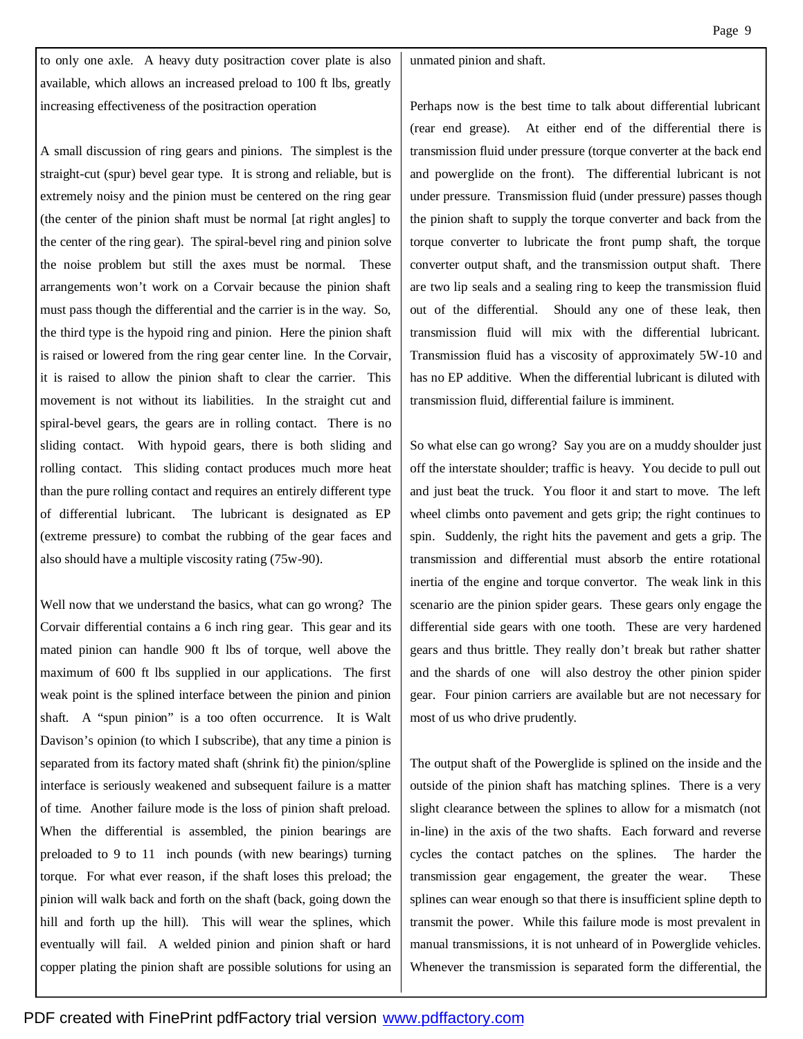to only one axle. A heavy duty positraction cover plate is also available, which allows an increased preload to 100 ft lbs, greatly increasing effectiveness of the positraction operation

A small discussion of ring gears and pinions. The simplest is the straight-cut (spur) bevel gear type. It is strong and reliable, but is extremely noisy and the pinion must be centered on the ring gear (the center of the pinion shaft must be normal [at right angles] to the center of the ring gear). The spiral-bevel ring and pinion solve the noise problem but still the axes must be normal. These arrangements won't work on a Corvair because the pinion shaft must pass though the differential and the carrier is in the way. So, the third type is the hypoid ring and pinion. Here the pinion shaft is raised or lowered from the ring gear center line. In the Corvair, it is raised to allow the pinion shaft to clear the carrier. This movement is not without its liabilities. In the straight cut and spiral-bevel gears, the gears are in rolling contact. There is no sliding contact. With hypoid gears, there is both sliding and rolling contact. This sliding contact produces much more heat than the pure rolling contact and requires an entirely different type of differential lubricant. The lubricant is designated as EP (extreme pressure) to combat the rubbing of the gear faces and also should have a multiple viscosity rating (75w-90).

Well now that we understand the basics, what can go wrong? The Corvair differential contains a 6 inch ring gear. This gear and its mated pinion can handle 900 ft lbs of torque, well above the maximum of 600 ft lbs supplied in our applications. The first weak point is the splined interface between the pinion and pinion shaft. A "spun pinion" is a too often occurrence. It is Walt Davison's opinion (to which I subscribe), that any time a pinion is separated from its factory mated shaft (shrink fit) the pinion/spline interface is seriously weakened and subsequent failure is a matter of time. Another failure mode is the loss of pinion shaft preload. When the differential is assembled, the pinion bearings are preloaded to 9 to 11 inch pounds (with new bearings) turning torque. For what ever reason, if the shaft loses this preload; the pinion will walk back and forth on the shaft (back, going down the hill and forth up the hill). This will wear the splines, which eventually will fail. A welded pinion and pinion shaft or hard copper plating the pinion shaft are possible solutions for using an unmated pinion and shaft.

Perhaps now is the best time to talk about differential lubricant (rear end grease). At either end of the differential there is transmission fluid under pressure (torque converter at the back end and powerglide on the front). The differential lubricant is not under pressure. Transmission fluid (under pressure) passes though the pinion shaft to supply the torque converter and back from the torque converter to lubricate the front pump shaft, the torque converter output shaft, and the transmission output shaft. There are two lip seals and a sealing ring to keep the transmission fluid out of the differential. Should any one of these leak, then transmission fluid will mix with the differential lubricant. Transmission fluid has a viscosity of approximately 5W-10 and has no EP additive. When the differential lubricant is diluted with transmission fluid, differential failure is imminent.

So what else can go wrong? Say you are on a muddy shoulder just off the interstate shoulder; traffic is heavy. You decide to pull out and just beat the truck. You floor it and start to move. The left wheel climbs onto pavement and gets grip; the right continues to spin. Suddenly, the right hits the pavement and gets a grip. The transmission and differential must absorb the entire rotational inertia of the engine and torque convertor. The weak link in this scenario are the pinion spider gears. These gears only engage the differential side gears with one tooth. These are very hardened gears and thus brittle. They really don't break but rather shatter and the shards of one will also destroy the other pinion spider gear. Four pinion carriers are available but are not necessary for most of us who drive prudently.

The output shaft of the Powerglide is splined on the inside and the outside of the pinion shaft has matching splines. There is a very slight clearance between the splines to allow for a mismatch (not in-line) in the axis of the two shafts. Each forward and reverse cycles the contact patches on the splines. The harder the transmission gear engagement, the greater the wear. These splines can wear enough so that there is insufficient spline depth to transmit the power. While this failure mode is most prevalent in manual transmissions, it is not unheard of in Powerglide vehicles. Whenever the transmission is separated form the differential, the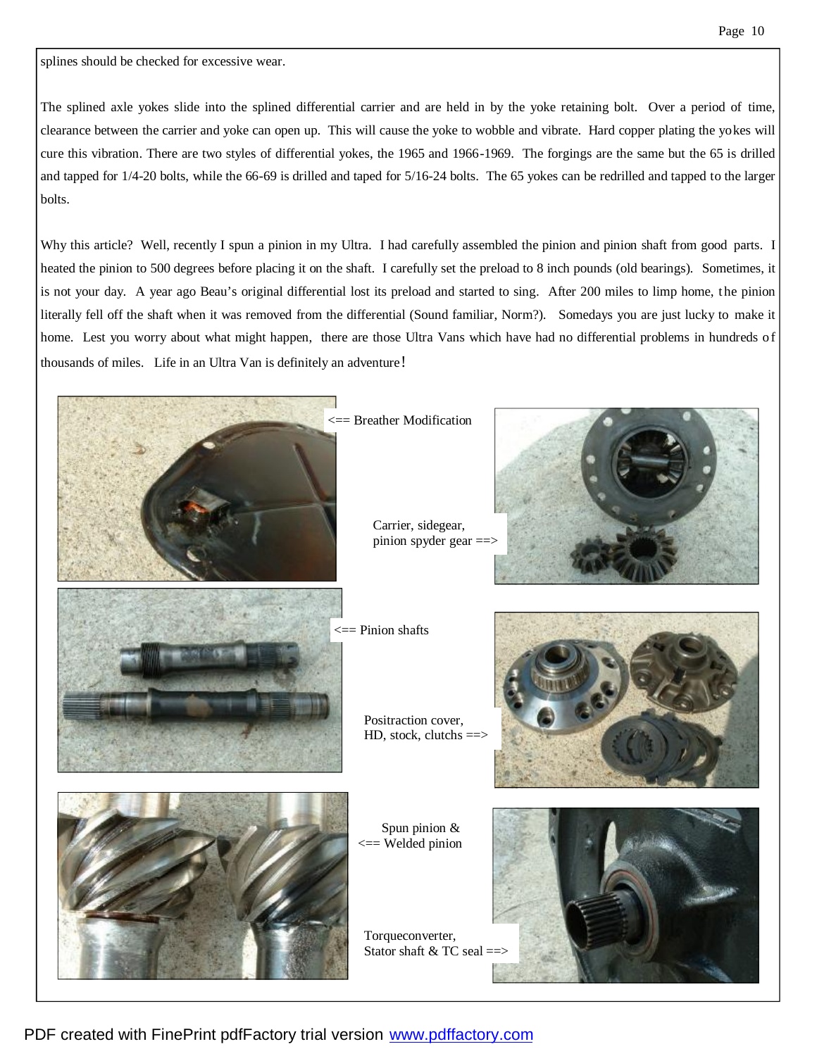splines should be checked for excessive wear.

The splined axle yokes slide into the splined differential carrier and are held in by the yoke retaining bolt. Over a period of time, clearance between the carrier and yoke can open up. This will cause the yoke to wobble and vibrate. Hard copper plating the yokes will cure this vibration. There are two styles of differential yokes, the 1965 and 1966-1969. The forgings are the same but the 65 is drilled and tapped for 1/4-20 bolts, while the 66-69 is drilled and taped for 5/16-24 bolts. The 65 yokes can be redrilled and tapped to the larger bolts.

Why this article? Well, recently I spun a pinion in my Ultra. I had carefully assembled the pinion and pinion shaft from good parts. I heated the pinion to 500 degrees before placing it on the shaft. I carefully set the preload to 8 inch pounds (old bearings). Sometimes, it is not your day. A year ago Beau's original differential lost its preload and started to sing. After 200 miles to limp home, the pinion literally fell off the shaft when it was removed from the differential (Sound familiar, Norm?). Somedays you are just lucky to make it home. Lest you worry about what might happen, there are those Ultra Vans which have had no differential problems in hundreds of thousands of miles. Life in an Ultra Van is definitely an adventure!

<== Breather Modification

Carrier, sidegear, pinion spyder gear ==>

<== Pinion shafts

Positraction cover, HD, stock, clutchs ==>

Spun pinion & <== Welded pinion

Torqueconverter, Stator shaft & TC seal ==>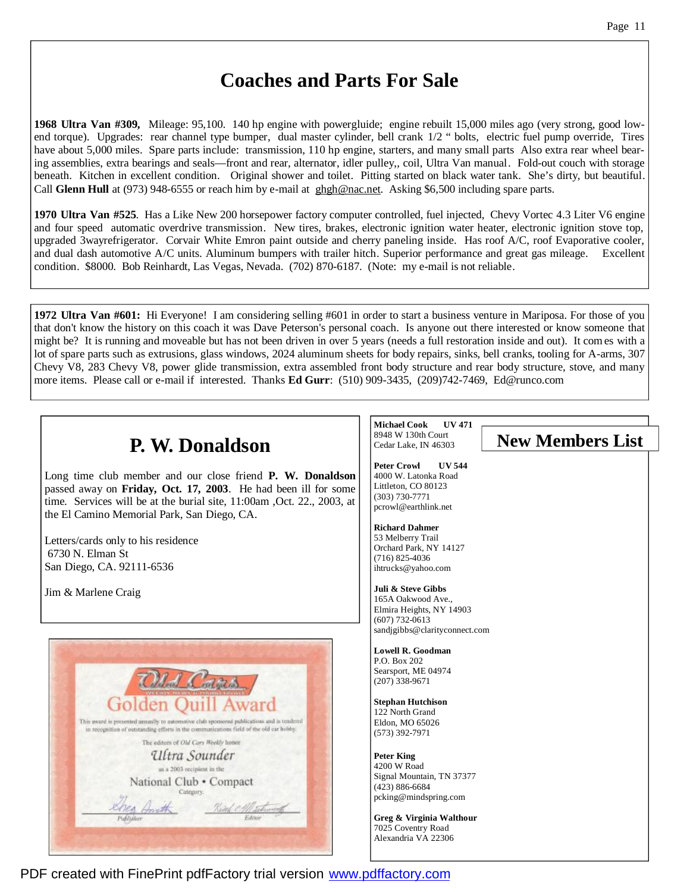# Coaches and Parts For Sale

**1968 Ultra Van #309,** Mileage: 95,100. 140 hp engine with powergluide; engine rebuilt 15,000 miles ago (very strong, good low-end torque). Upgrades: rear channel type bumper, dual master cylinder, bell crank 1/2 " bolts, electric fuel pump override, Tires have about 5,000 miles. Spare parts include: transmission, 110 hp engine, starters, and many small parts Also extra rear wheel bearing assemblies, extra bearings and seals—front and rear, alternator, idler pulley,, coil, Ultra Van manual. Fold-out couch with storage beneath. Kitchen in excellent condition. Original shower and toilet. Pitting started on black water tank. She's dirty, but beautiful. Call **Glenn Hull** at (973) 948-6555 or reach him by e-mail at ghgh@nac.net. Asking $6,500 including spare parts.

**1970 Ultra Van #525**. Has a Like New 200 horsepower factory computer controlled, fuel injected, Chevy Vortec 4.3 Liter V6 engine and four speed automatic overdrive transmission. New tires, brakes, electronic ignition water heater, electronic ignition stove top, upgraded 3wayrefrigerator. Corvair White Emron paint outside and cherry paneling inside. Has roof A/C, roof Evaporative cooler, and dual dash automotive A/C units. Aluminum bumpers with trailer hitch. Superior performance and great gas mileage. Excellent condition. $8000. Bob Reinhardt, Las Vegas, Nevada. (702) 870-6187. (Note: my e-mail is not reliable.

**1972 Ultra Van #601:** Hi Everyone! I am considering selling #601 in order to start a business venture in Mariposa. For those of you that don't know the history on this coach it was Dave Peterson's personal coach. Is anyone out there interested or know someone that might be? It is running and moveable but has not been driven in over 5 years (needs a full restoration inside and out). It comes with a lot of spare parts such as extrusions, glass windows, 2024 aluminum sheets for body repairs, sinks, bell cranks, tooling for A-arms, 307 Chevy V8, 283 Chevy V8, power glide transmission, extra assembled front body structure and rear body structure, stove, and many more items. Please call or e-mail if interested. Thanks **Ed Gurr**: (510) 909-3435, (209)742-7469, Ed@runco.com

# P. W. Donaldson

Long time club member and our close friend **P. W. Donaldson** passed away on **Friday, Oct. 17, 2003**. He had been ill for some time. Services will be at the burial site, 11:00am ,Oct. 22., 2003, at the El Camino Memorial Park, San Diego, CA.

Letters/cards only to his residence
6730 N. Elman St
San Diego, CA. 92111-6536

Jim & Marlene Craig

Old Cars Weekly News & Marketplace
Golden Quill Award
This award is presented annually to automotive club sponsored publications and is tendered in recognition of outstanding efforts in the communications field of the old car hobby.
The editors of Old Cars Weekly honor
Ultra Sounder
as a 2003 recipient in the
National Club • Compact
Category
Publisher Editor

# New Members List

**Michael Cook UV 471**
8948 W 130th Court
Cedar Lake, IN 46303

**Peter Crowl UV 544**
4000 W. Latonka Road
Littleton, CO 80123
(303) 730-7771
pcrowl@earthlink.net

**Richard Dahmer**
53 Melberry Trail
Orchard Park, NY 14127
(716) 825-4036
ihtrucks@yahoo.com

**Juli & Steve Gibbs**
165A Oakwood Ave.,
Elmira Heights, NY 14903
(607) 732-0613
sandjgibbs@clarityconnect.com

**Lowell R. Goodman**
P.O. Box 202
Searsport, ME 04974
(207) 338-9671

**Stephan Hutchison**
122 North Grand
Eldon, MO 65026
(573) 392-7971

**Peter King**
4200 W Road
Signal Mountain, TN 37377
(423) 886-6684
pcking@mindspring.com

**Greg & Virginia Walthour**
7025 Coventry Road
Alexandria VA 22306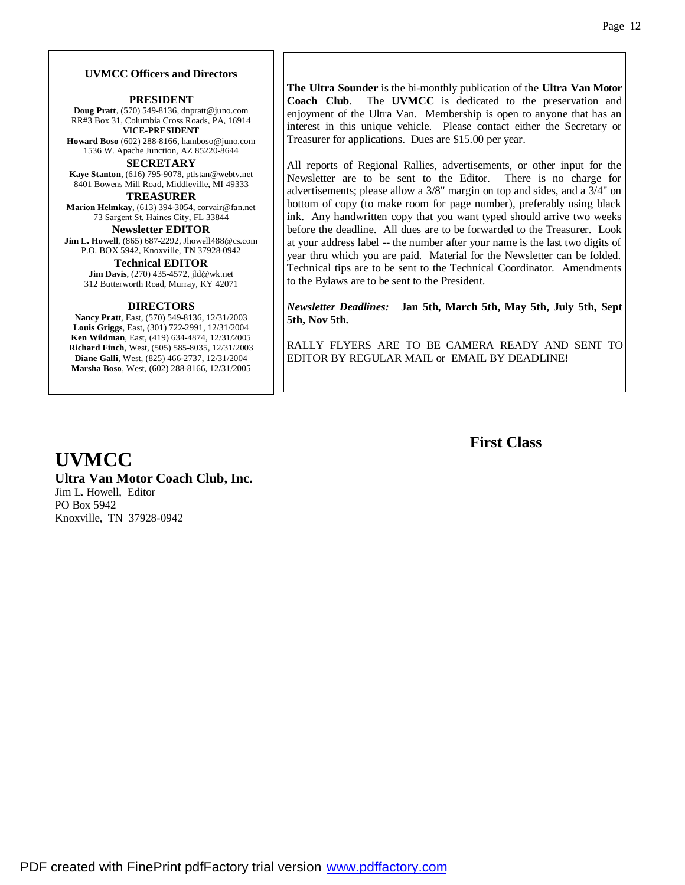### UVMCC Officers and Directors

**PRESIDENT**
**Doug Pratt**, (570) 549-8136, dnpratt@juno.com
RR#3 Box 31, Columbia Cross Roads, PA, 16914

**VICE-PRESIDENT**
**Howard Boso** (602) 288-8166, hamboso@juno.com
1536 W. Apache Junction, AZ 85220-8644

**SECRETARY**
**Kaye Stanton**, (616) 795-9078, ptlstan@webtv.net
8401 Bowens Mill Road, Middleville, MI 49333

**TREASURER**
**Marion Helmkay**, (613) 394-3054, corvair@fan.net
73 Sargent St, Haines City, FL 33844

**Newsletter EDITOR**
**Jim L. Howell**, (865) 687-2292, Jhowell488@cs.com
P.O. BOX 5942, Knoxville, TN 37928-0942

**Technical EDITOR**
**Jim Davis**, (270) 435-4572, jld@wk.net
312 Butterworth Road, Murray, KY 42071

**DIRECTORS**
**Nancy Pratt**, East, (570) 549-8136, 12/31/2003
**Louis Griggs**, East, (301) 722-2991, 12/31/2004
**Ken Wildman**, East, (419) 634-4874, 12/31/2005
**Richard Finch**, West, (505) 585-8035, 12/31/2003
**Diane Galli**, West, (825) 466-2737, 12/31/2004
**Marsha Boso**, West, (602) 288-8166, 12/31/2005

**The Ultra Sounder** is the bi-monthly publication of the **Ultra Van Motor Coach Club**. The **UVMCC** is dedicated to the preservation and enjoyment of the Ultra Van. Membership is open to anyone that has an interest in this unique vehicle. Please contact either the Secretary or Treasurer for applications. Dues are $15.00 per year.

All reports of Regional Rallies, advertisements, or other input for the Newsletter are to be sent to the Editor. There is no charge for advertisements; please allow a 3/8" margin on top and sides, and a 3/4" on bottom of copy (to make room for page number), preferably using black ink. Any handwritten copy that you want typed should arrive two weeks before the deadline. All dues are to be forwarded to the Treasurer. Look at your address label -- the number after your name is the last two digits of year thru which you are paid. Material for the Newsletter can be folded. Technical tips are to be sent to the Technical Coordinator. Amendments to the Bylaws are to be sent to the President.

*Newsletter Deadlines:* **Jan 5th, March 5th, May 5th, July 5th, Sept 5th, Nov 5th.**

RALLY FLYERS ARE TO BE CAMERA READY AND SENT TO EDITOR BY REGULAR MAIL or EMAIL BY DEADLINE!

**First Class**

# UVMCC

**Ultra Van Motor Coach Club, Inc.**
Jim L. Howell, Editor
PO Box 5942
Knoxville, TN 37928-0942